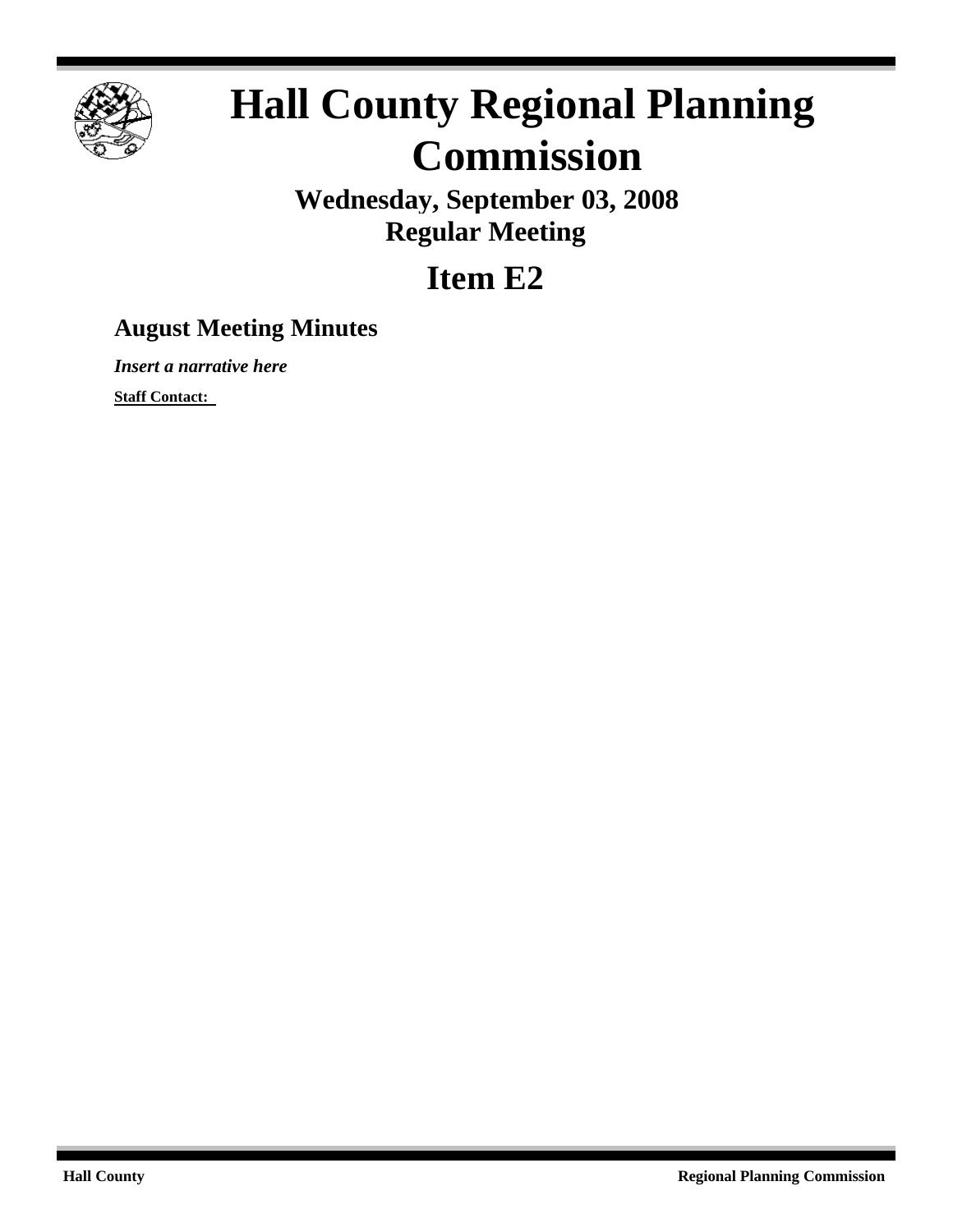# Hall County Regional Planning Commission

**Wednesday, September 03, 2008**
**Regular Meeting**

# Item E2

## August Meeting Minutes

***Insert a narrative here***

**Staff Contact:**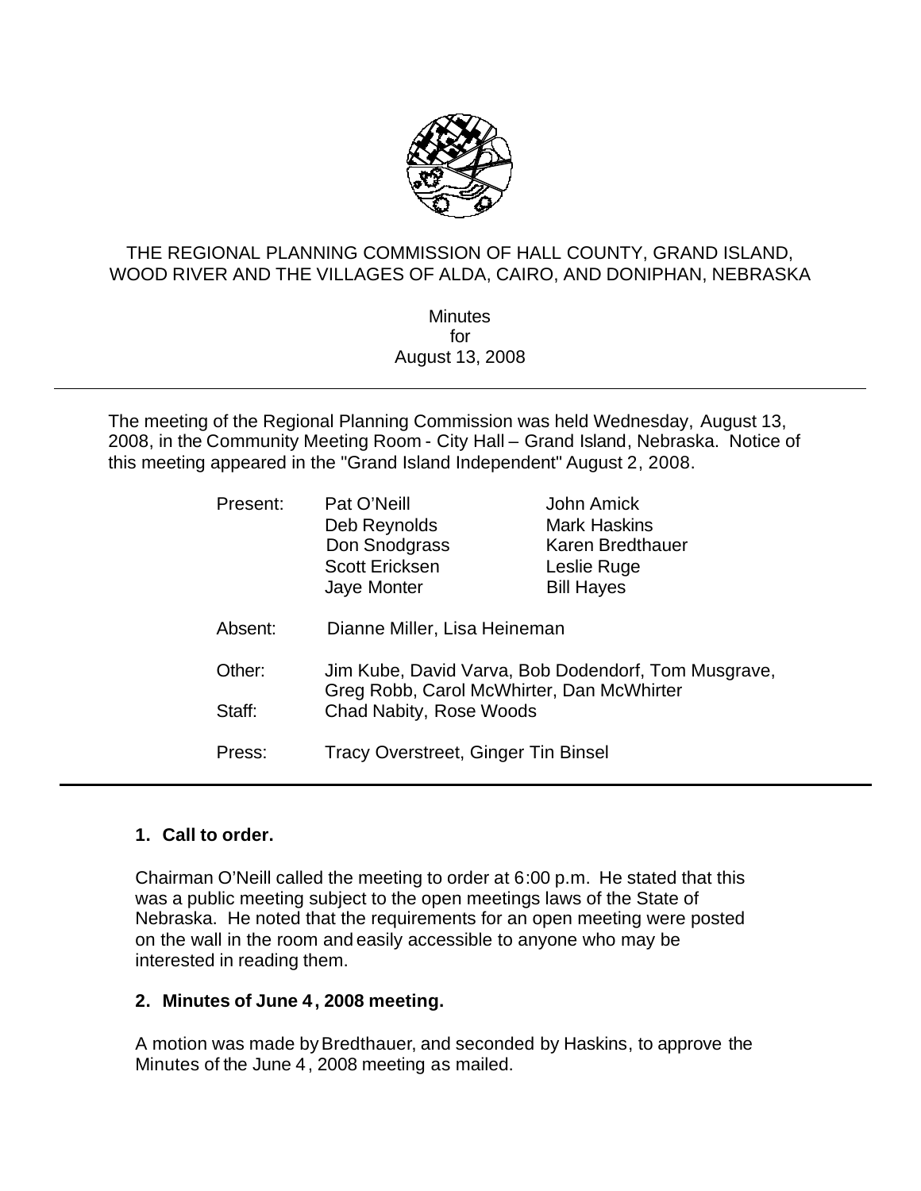THE REGIONAL PLANNING COMMISSION OF HALL COUNTY, GRAND ISLAND, WOOD RIVER AND THE VILLAGES OF ALDA, CAIRO, AND DONIPHAN, NEBRASKA

Minutes
for
August 13, 2008

---

The meeting of the Regional Planning Commission was held Wednesday, August 13, 2008, in the Community Meeting Room - City Hall – Grand Island, Nebraska. Notice of this meeting appeared in the "Grand Island Independent" August 2, 2008.

| | | |
|---|---|---|
| Present: | Pat O'Neill | John Amick |
| | Deb Reynolds | Mark Haskins |
| | Don Snodgrass | Karen Bredthauer |
| | Scott Ericksen | Leslie Ruge |
| | Jaye Monter | Bill Hayes |
| Absent: | Dianne Miller, Lisa Heineman | |
| Other: | Jim Kube, David Varva, Bob Dodendorf, Tom Musgrave, Greg Robb, Carol McWhirter, Dan McWhirter | |
| Staff: | Chad Nabity, Rose Woods | |
| Press: | Tracy Overstreet, Ginger Tin Binsel | |

---

**1. Call to order.**

Chairman O'Neill called the meeting to order at 6:00 p.m. He stated that this was a public meeting subject to the open meetings laws of the State of Nebraska. He noted that the requirements for an open meeting were posted on the wall in the room and easily accessible to anyone who may be interested in reading them.

**2. Minutes of June 4, 2008 meeting.**

A motion was made by Bredthauer, and seconded by Haskins, to approve the Minutes of the June 4, 2008 meeting as mailed.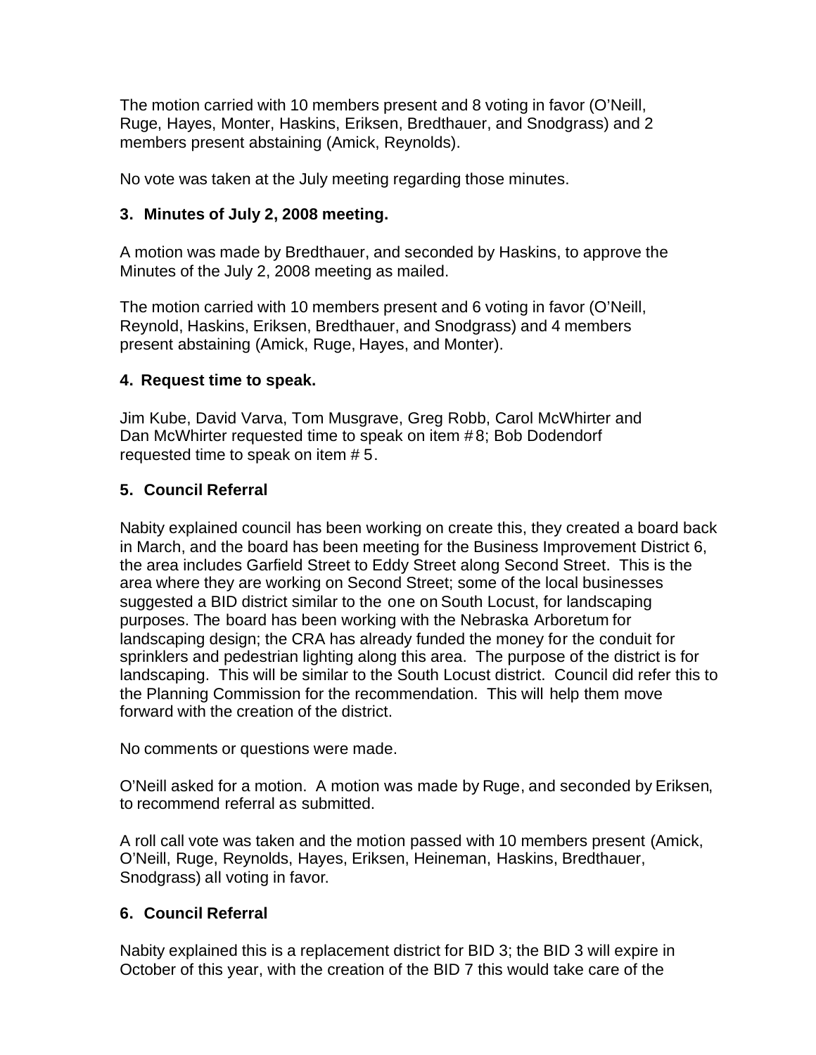The motion carried with 10 members present and 8 voting in favor (O'Neill, Ruge, Hayes, Monter, Haskins, Eriksen, Bredthauer, and Snodgrass) and 2 members present abstaining (Amick, Reynolds).

No vote was taken at the July meeting regarding those minutes.

### 3. Minutes of July 2, 2008 meeting.

A motion was made by Bredthauer, and seconded by Haskins, to approve the Minutes of the July 2, 2008 meeting as mailed.

The motion carried with 10 members present and 6 voting in favor (O'Neill, Reynold, Haskins, Eriksen, Bredthauer, and Snodgrass) and 4 members present abstaining (Amick, Ruge, Hayes, and Monter).

### 4. Request time to speak.

Jim Kube, David Varva, Tom Musgrave, Greg Robb, Carol McWhirter and Dan McWhirter requested time to speak on item # 8; Bob Dodendorf requested time to speak on item # 5.

### 5. Council Referral

Nabity explained council has been working on create this, they created a board back in March, and the board has been meeting for the Business Improvement District 6, the area includes Garfield Street to Eddy Street along Second Street. This is the area where they are working on Second Street; some of the local businesses suggested a BID district similar to the one on South Locust, for landscaping purposes. The board has been working with the Nebraska Arboretum for landscaping design; the CRA has already funded the money for the conduit for sprinklers and pedestrian lighting along this area. The purpose of the district is for landscaping. This will be similar to the South Locust district. Council did refer this to the Planning Commission for the recommendation. This will help them move forward with the creation of the district.

No comments or questions were made.

O'Neill asked for a motion. A motion was made by Ruge, and seconded by Eriksen, to recommend referral as submitted.

A roll call vote was taken and the motion passed with 10 members present (Amick, O'Neill, Ruge, Reynolds, Hayes, Eriksen, Heineman, Haskins, Bredthauer, Snodgrass) all voting in favor.

### 6. Council Referral

Nabity explained this is a replacement district for BID 3; the BID 3 will expire in October of this year, with the creation of the BID 7 this would take care of the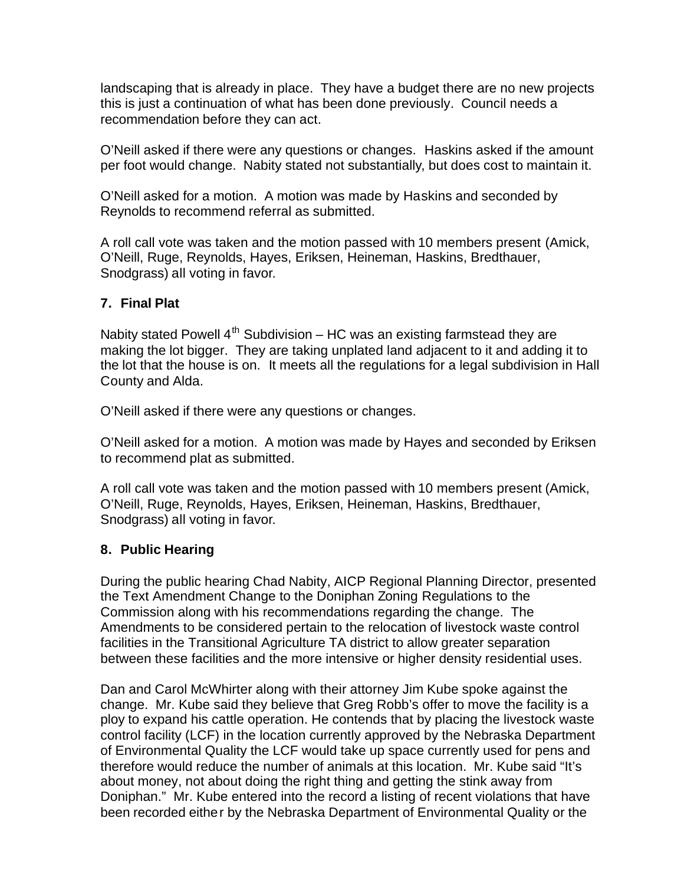landscaping that is already in place. They have a budget there are no new projects this is just a continuation of what has been done previously. Council needs a recommendation before they can act.

O'Neill asked if there were any questions or changes. Haskins asked if the amount per foot would change. Nabity stated not substantially, but does cost to maintain it.

O'Neill asked for a motion. A motion was made by Haskins and seconded by Reynolds to recommend referral as submitted.

A roll call vote was taken and the motion passed with 10 members present (Amick, O'Neill, Ruge, Reynolds, Hayes, Eriksen, Heineman, Haskins, Bredthauer, Snodgrass) all voting in favor.

**7. Final Plat**

Nabity stated Powell 4th Subdivision – HC was an existing farmstead they are making the lot bigger. They are taking unplated land adjacent to it and adding it to the lot that the house is on. It meets all the regulations for a legal subdivision in Hall County and Alda.

O'Neill asked if there were any questions or changes.

O'Neill asked for a motion. A motion was made by Hayes and seconded by Eriksen to recommend plat as submitted.

A roll call vote was taken and the motion passed with 10 members present (Amick, O'Neill, Ruge, Reynolds, Hayes, Eriksen, Heineman, Haskins, Bredthauer, Snodgrass) all voting in favor.

**8. Public Hearing**

During the public hearing Chad Nabity, AICP Regional Planning Director, presented the Text Amendment Change to the Doniphan Zoning Regulations to the Commission along with his recommendations regarding the change. The Amendments to be considered pertain to the relocation of livestock waste control facilities in the Transitional Agriculture TA district to allow greater separation between these facilities and the more intensive or higher density residential uses.

Dan and Carol McWhirter along with their attorney Jim Kube spoke against the change. Mr. Kube said they believe that Greg Robb's offer to move the facility is a ploy to expand his cattle operation. He contends that by placing the livestock waste control facility (LCF) in the location currently approved by the Nebraska Department of Environmental Quality the LCF would take up space currently used for pens and therefore would reduce the number of animals at this location. Mr. Kube said "It's about money, not about doing the right thing and getting the stink away from Doniphan." Mr. Kube entered into the record a listing of recent violations that have been recorded either by the Nebraska Department of Environmental Quality or the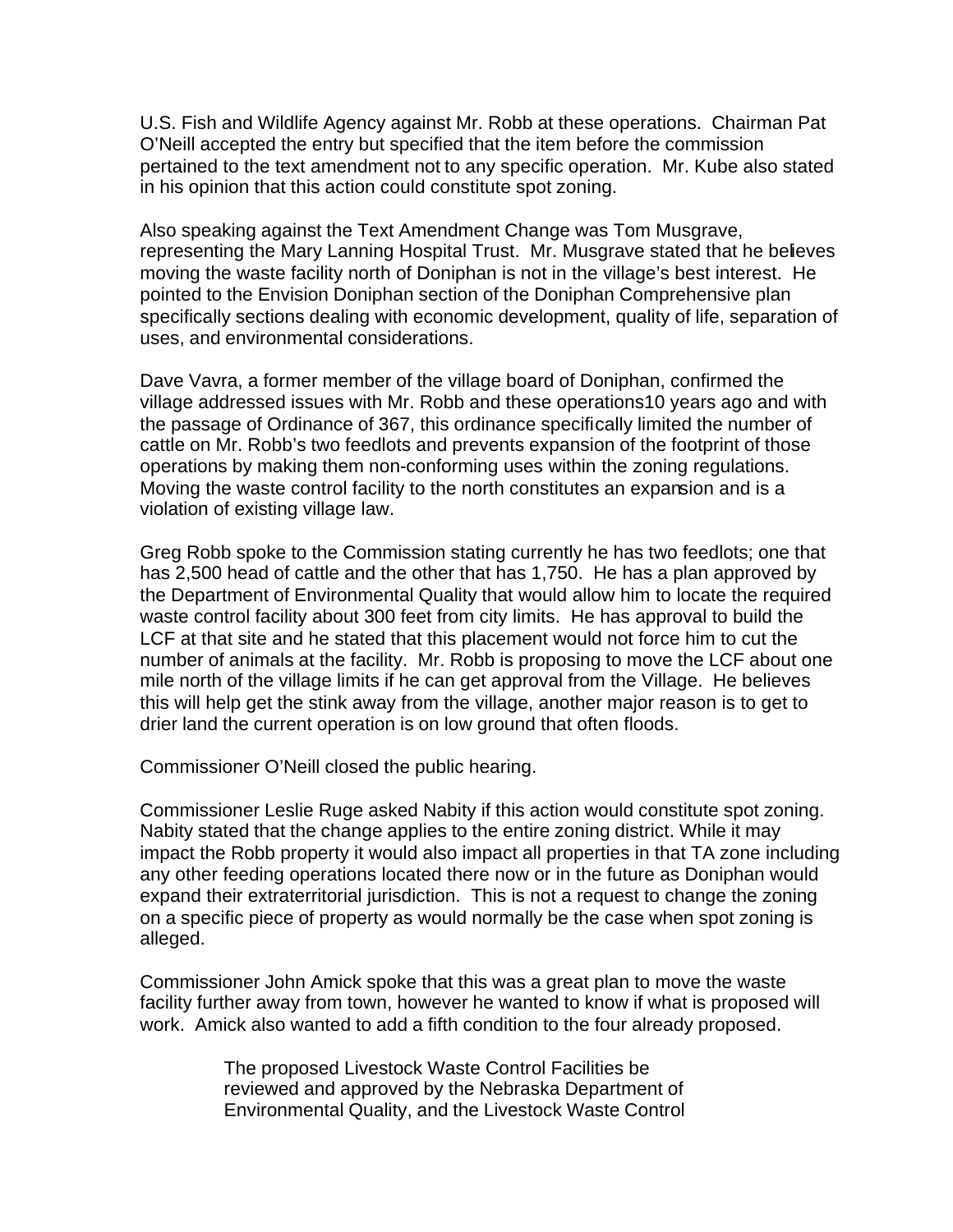U.S. Fish and Wildlife Agency against Mr. Robb at these operations. Chairman Pat O'Neill accepted the entry but specified that the item before the commission pertained to the text amendment not to any specific operation. Mr. Kube also stated in his opinion that this action could constitute spot zoning.

Also speaking against the Text Amendment Change was Tom Musgrave, representing the Mary Lanning Hospital Trust. Mr. Musgrave stated that he believes moving the waste facility north of Doniphan is not in the village's best interest. He pointed to the Envision Doniphan section of the Doniphan Comprehensive plan specifically sections dealing with economic development, quality of life, separation of uses, and environmental considerations.

Dave Vavra, a former member of the village board of Doniphan, confirmed the village addressed issues with Mr. Robb and these operations10 years ago and with the passage of Ordinance of 367, this ordinance specifically limited the number of cattle on Mr. Robb's two feedlots and prevents expansion of the footprint of those operations by making them non-conforming uses within the zoning regulations. Moving the waste control facility to the north constitutes an expansion and is a violation of existing village law.

Greg Robb spoke to the Commission stating currently he has two feedlots; one that has 2,500 head of cattle and the other that has 1,750. He has a plan approved by the Department of Environmental Quality that would allow him to locate the required waste control facility about 300 feet from city limits. He has approval to build the LCF at that site and he stated that this placement would not force him to cut the number of animals at the facility. Mr. Robb is proposing to move the LCF about one mile north of the village limits if he can get approval from the Village. He believes this will help get the stink away from the village, another major reason is to get to drier land the current operation is on low ground that often floods.

Commissioner O'Neill closed the public hearing.

Commissioner Leslie Ruge asked Nabity if this action would constitute spot zoning. Nabity stated that the change applies to the entire zoning district. While it may impact the Robb property it would also impact all properties in that TA zone including any other feeding operations located there now or in the future as Doniphan would expand their extraterritorial jurisdiction. This is not a request to change the zoning on a specific piece of property as would normally be the case when spot zoning is alleged.

Commissioner John Amick spoke that this was a great plan to move the waste facility further away from town, however he wanted to know if what is proposed will work. Amick also wanted to add a fifth condition to the four already proposed.

> The proposed Livestock Waste Control Facilities be reviewed and approved by the Nebraska Department of Environmental Quality, and the Livestock Waste Control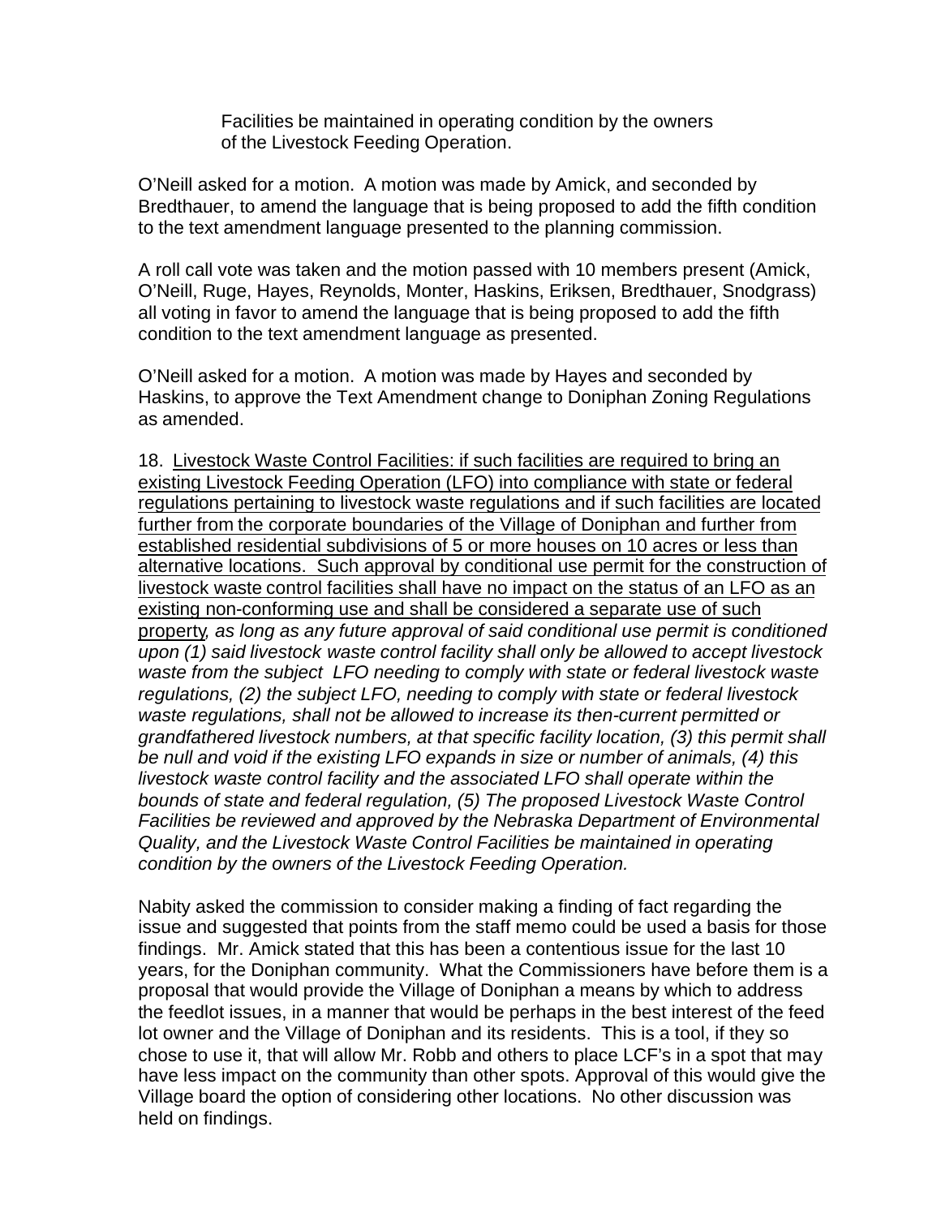Facilities be maintained in operating condition by the owners of the Livestock Feeding Operation.

O'Neill asked for a motion. A motion was made by Amick, and seconded by Bredthauer, to amend the language that is being proposed to add the fifth condition to the text amendment language presented to the planning commission.

A roll call vote was taken and the motion passed with 10 members present (Amick, O'Neill, Ruge, Hayes, Reynolds, Monter, Haskins, Eriksen, Bredthauer, Snodgrass) all voting in favor to amend the language that is being proposed to add the fifth condition to the text amendment language as presented.

O'Neill asked for a motion. A motion was made by Hayes and seconded by Haskins, to approve the Text Amendment change to Doniphan Zoning Regulations as amended.

18. <u>Livestock Waste Control Facilities: if such facilities are required to bring an existing Livestock Feeding Operation (LFO) into compliance with state or federal regulations pertaining to livestock waste regulations and if such facilities are located further from the corporate boundaries of the Village of Doniphan and further from established residential subdivisions of 5 or more houses on 10 acres or less than alternative locations. Such approval by conditional use permit for the construction of livestock waste control facilities shall have no impact on the status of an LFO as an existing non-conforming use and shall be considered a separate use of such property</u>*, as long as any future approval of said conditional use permit is conditioned upon (1) said livestock waste control facility shall only be allowed to accept livestock waste from the subject LFO needing to comply with state or federal livestock waste regulations, (2) the subject LFO, needing to comply with state or federal livestock waste regulations, shall not be allowed to increase its then-current permitted or grandfathered livestock numbers, at that specific facility location, (3) this permit shall be null and void if the existing LFO expands in size or number of animals, (4) this livestock waste control facility and the associated LFO shall operate within the bounds of state and federal regulation, (5) The proposed Livestock Waste Control Facilities be reviewed and approved by the Nebraska Department of Environmental Quality, and the Livestock Waste Control Facilities be maintained in operating condition by the owners of the Livestock Feeding Operation.*

Nabity asked the commission to consider making a finding of fact regarding the issue and suggested that points from the staff memo could be used a basis for those findings. Mr. Amick stated that this has been a contentious issue for the last 10 years, for the Doniphan community. What the Commissioners have before them is a proposal that would provide the Village of Doniphan a means by which to address the feedlot issues, in a manner that would be perhaps in the best interest of the feed lot owner and the Village of Doniphan and its residents. This is a tool, if they so chose to use it, that will allow Mr. Robb and others to place LCF's in a spot that may have less impact on the community than other spots. Approval of this would give the Village board the option of considering other locations. No other discussion was held on findings.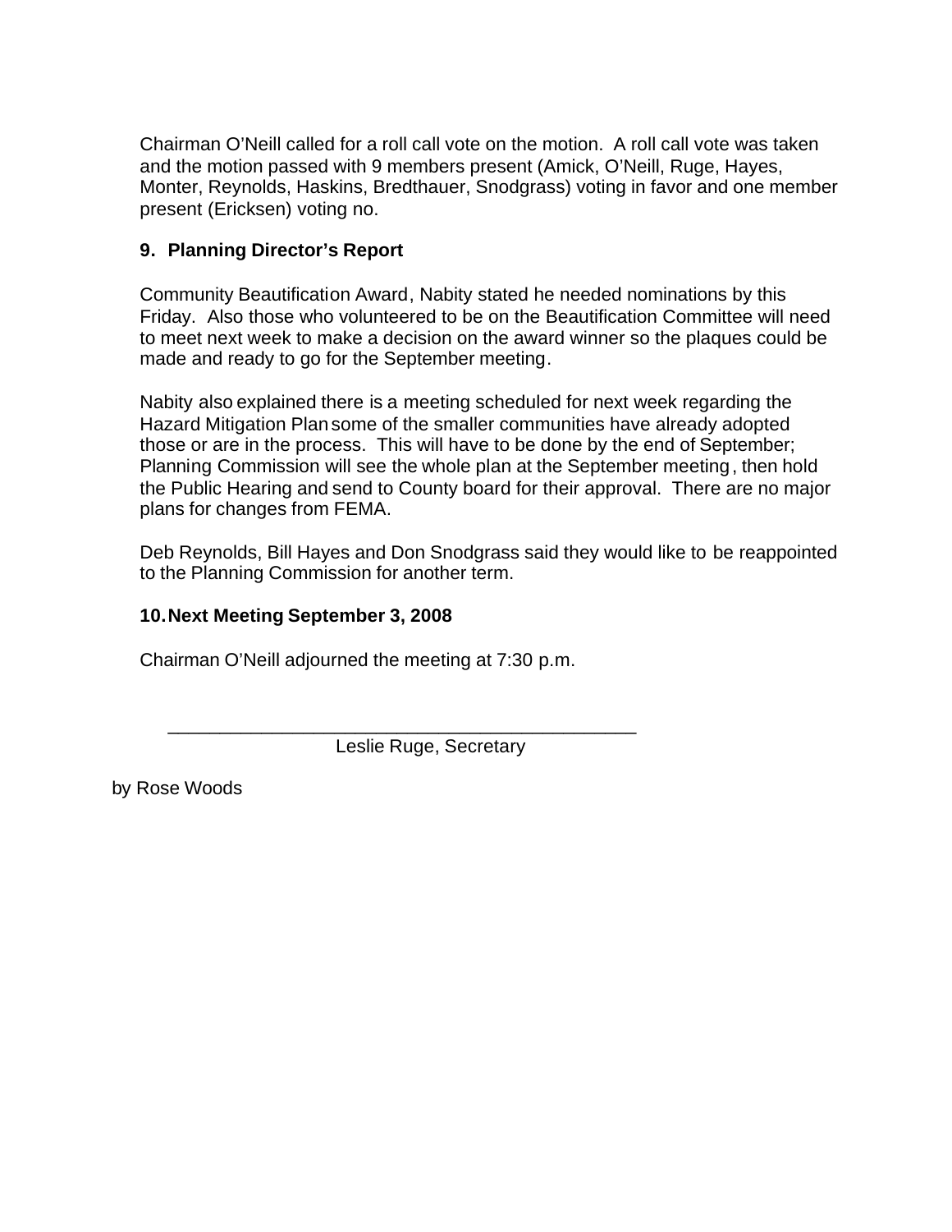Chairman O'Neill called for a roll call vote on the motion. A roll call vote was taken and the motion passed with 9 members present (Amick, O'Neill, Ruge, Hayes, Monter, Reynolds, Haskins, Bredthauer, Snodgrass) voting in favor and one member present (Ericksen) voting no.

**9. Planning Director's Report**

Community Beautification Award, Nabity stated he needed nominations by this Friday. Also those who volunteered to be on the Beautification Committee will need to meet next week to make a decision on the award winner so the plaques could be made and ready to go for the September meeting.

Nabity also explained there is a meeting scheduled for next week regarding the Hazard Mitigation Plan some of the smaller communities have already adopted those or are in the process. This will have to be done by the end of September; Planning Commission will see the whole plan at the September meeting, then hold the Public Hearing and send to County board for their approval. There are no major plans for changes from FEMA.

Deb Reynolds, Bill Hayes and Don Snodgrass said they would like to be reappointed to the Planning Commission for another term.

**10. Next Meeting September 3, 2008**

Chairman O'Neill adjourned the meeting at 7:30 p.m.

\_\_\_\_\_\_\_\_\_\_\_\_\_\_\_\_\_\_\_\_\_\_\_\_\_\_\_\_\_\_\_\_\_\_\_\_\_\_\_\_\_\_\_\_\_\_

Leslie Ruge, Secretary

by Rose Woods